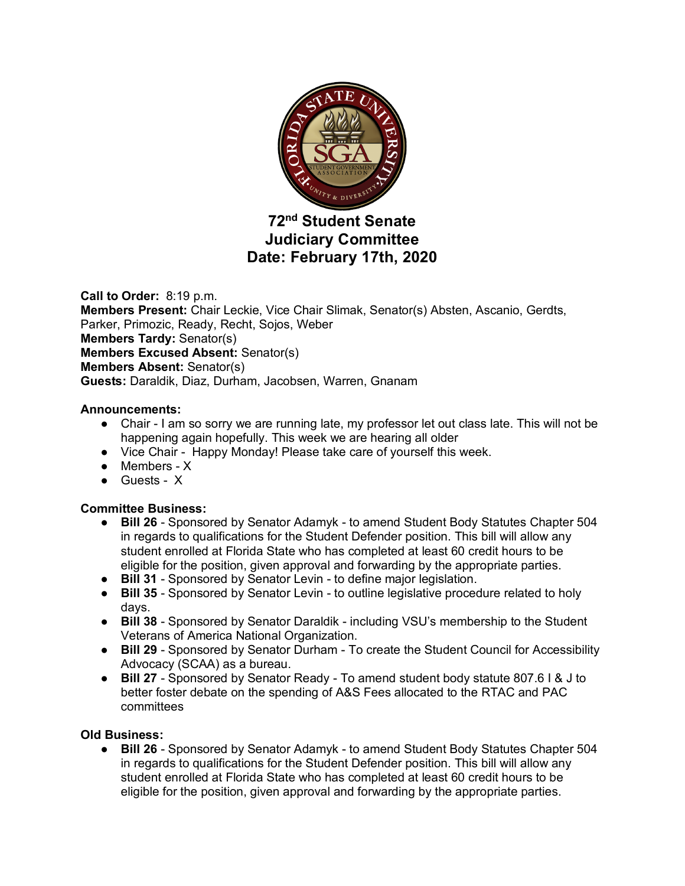# 72nd Student Senate
# Judiciary Committee
# Date: February 17th, 2020

**Call to Order:** 8:19 p.m.
**Members Present:** Chair Leckie, Vice Chair Slimak, Senator(s) Absten, Ascanio, Gerdts, Parker, Primozic, Ready, Recht, Sojos, Weber
**Members Tardy:** Senator(s)
**Members Excused Absent:** Senator(s)
**Members Absent:** Senator(s)
**Guests:** Daraldik, Diaz, Durham, Jacobsen, Warren, Gnanam

**Announcements:**

- Chair - I am so sorry we are running late, my professor let out class late. This will not be happening again hopefully. This week we are hearing all older
- Vice Chair - Happy Monday! Please take care of yourself this week.
- Members - X
- Guests - X

**Committee Business:**

- **Bill 26** - Sponsored by Senator Adamyk - to amend Student Body Statutes Chapter 504 in regards to qualifications for the Student Defender position. This bill will allow any student enrolled at Florida State who has completed at least 60 credit hours to be eligible for the position, given approval and forwarding by the appropriate parties.
- **Bill 31** - Sponsored by Senator Levin - to define major legislation.
- **Bill 35** - Sponsored by Senator Levin - to outline legislative procedure related to holy days.
- **Bill 38** - Sponsored by Senator Daraldik - including VSU's membership to the Student Veterans of America National Organization.
- **Bill 29** - Sponsored by Senator Durham - To create the Student Council for Accessibility Advocacy (SCAA) as a bureau.
- **Bill 27** - Sponsored by Senator Ready - To amend student body statute 807.6 I & J to better foster debate on the spending of A&S Fees allocated to the RTAC and PAC committees

**Old Business:**

- **Bill 26** - Sponsored by Senator Adamyk - to amend Student Body Statutes Chapter 504 in regards to qualifications for the Student Defender position. This bill will allow any student enrolled at Florida State who has completed at least 60 credit hours to be eligible for the position, given approval and forwarding by the appropriate parties.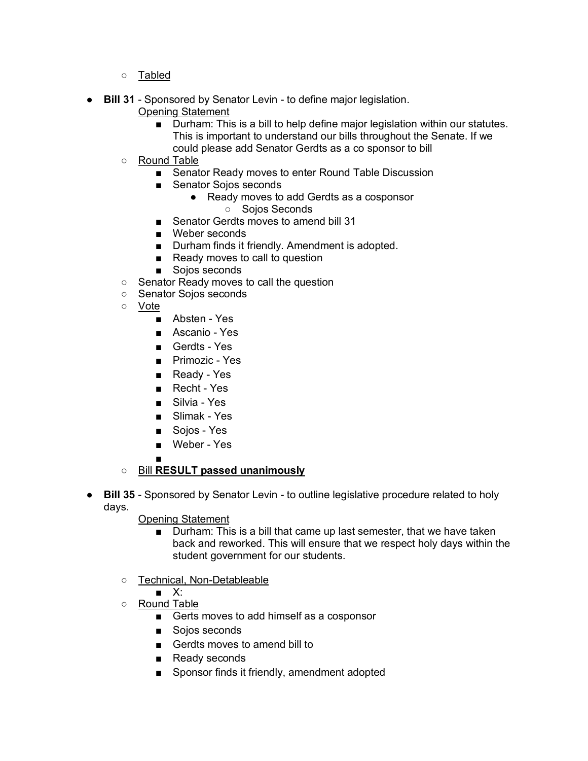- Tabled

- **Bill 31** - Sponsored by Senator Levin - to define major legislation.
  Opening Statement
    - Durham: This is a bill to help define major legislation within our statutes. This is important to understand our bills throughout the Senate. If we could please add Senator Gerdts as a co sponsor to bill
  - Round Table
    - Senator Ready moves to enter Round Table Discussion
    - Senator Sojos seconds
      - Ready moves to add Gerdts as a cosponsor
        - Sojos Seconds
    - Senator Gerdts moves to amend bill 31
    - Weber seconds
    - Durham finds it friendly. Amendment is adopted.
    - Ready moves to call to question
    - Sojos seconds
  - Senator Ready moves to call the question
  - Senator Sojos seconds
  - Vote
    - Absten - Yes
    - Ascanio - Yes
    - Gerdts - Yes
    - Primozic - Yes
    - Ready - Yes
    - Recht - Yes
    - Silvia - Yes
    - Slimak - Yes
    - Sojos - Yes
    - Weber - Yes
    -
  - Bill **RESULT passed unanimously**

- **Bill 35** - Sponsored by Senator Levin - to outline legislative procedure related to holy days.
  Opening Statement
    - Durham: This is a bill that came up last semester, that we have taken back and reworked. This will ensure that we respect holy days within the student government for our students.
  - Technical, Non-Detableable
    - X:
  - Round Table
    - Gerts moves to add himself as a cosponsor
    - Sojos seconds
    - Gerdts moves to amend bill to
    - Ready seconds
    - Sponsor finds it friendly, amendment adopted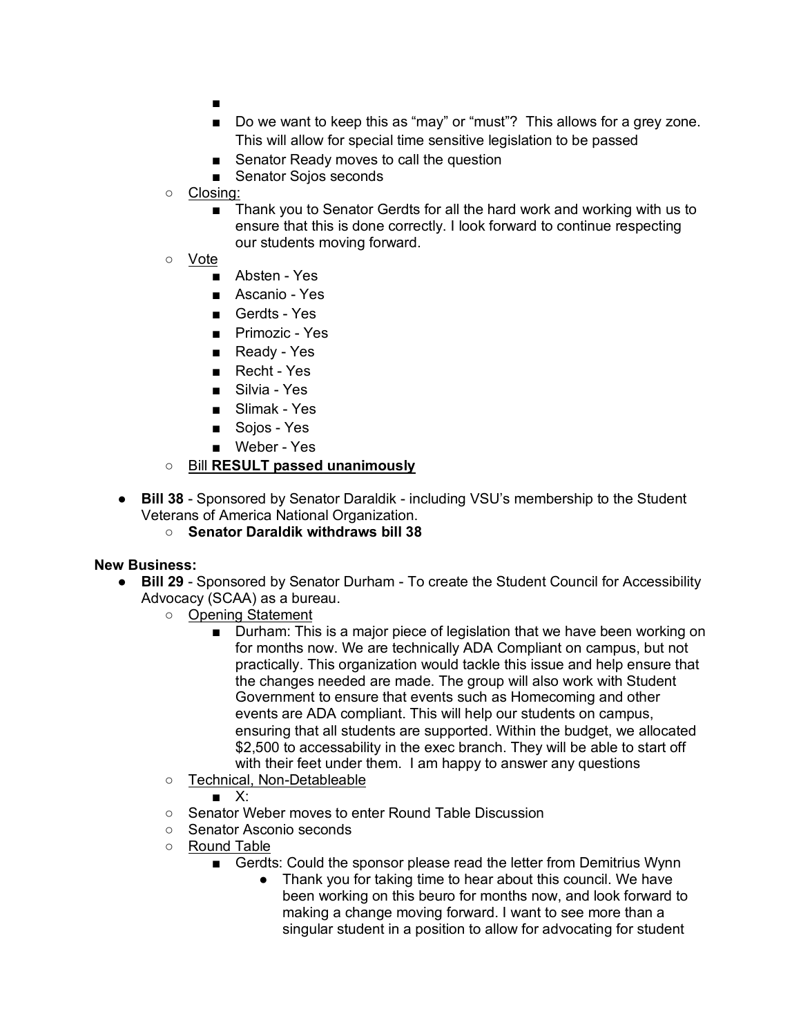- - 
    - Do we want to keep this as "may" or "must"? This allows for a grey zone. This will allow for special time sensitive legislation to be passed
    - Senator Ready moves to call the question
    - Senator Sojos seconds
  - Closing:
    - Thank you to Senator Gerdts for all the hard work and working with us to ensure that this is done correctly. I look forward to continue respecting our students moving forward.
  - Vote
    - Absten - Yes
    - Ascanio - Yes
    - Gerdts - Yes
    - Primozic - Yes
    - Ready - Yes
    - Recht - Yes
    - Silvia - Yes
    - Slimak - Yes
    - Sojos - Yes
    - Weber - Yes
  - Bill **RESULT passed unanimously**

- **Bill 38** - Sponsored by Senator Daraldik - including VSU's membership to the Student Veterans of America National Organization.
  - **Senator Daraldik withdraws bill 38**

**New Business:**

- **Bill 29** - Sponsored by Senator Durham - To create the Student Council for Accessibility Advocacy (SCAA) as a bureau.
  - Opening Statement
    - Durham: This is a major piece of legislation that we have been working on for months now. We are technically ADA Compliant on campus, but not practically. This organization would tackle this issue and help ensure that the changes needed are made. The group will also work with Student Government to ensure that events such as Homecoming and other events are ADA compliant. This will help our students on campus, ensuring that all students are supported. Within the budget, we allocated $2,500 to accessability in the exec branch. They will be able to start off with their feet under them. I am happy to answer any questions
  - Technical, Non-Detableable
    - X:
  - Senator Weber moves to enter Round Table Discussion
  - Senator Asconio seconds
  - Round Table
    - Gerdts: Could the sponsor please read the letter from Demitrius Wynn
      - Thank you for taking time to hear about this council. We have been working on this beuro for months now, and look forward to making a change moving forward. I want to see more than a singular student in a position to allow for advocating for student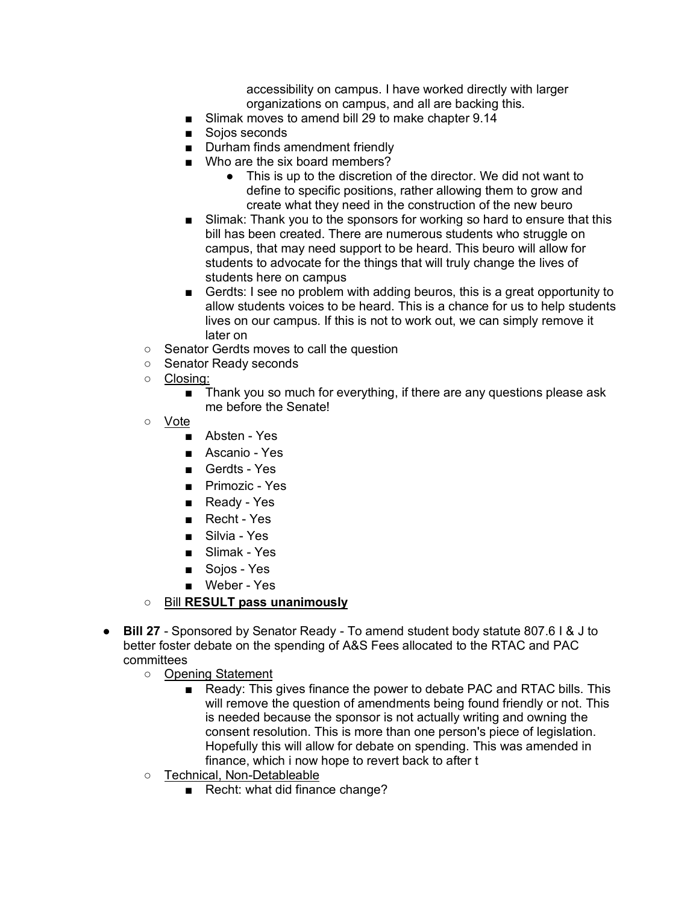accessibility on campus. I have worked directly with larger organizations on campus, and all are backing this.
    - Slimak moves to amend bill 29 to make chapter 9.14
    - Sojos seconds
    - Durham finds amendment friendly
    - Who are the six board members?
      - This is up to the discretion of the director. We did not want to define to specific positions, rather allowing them to grow and create what they need in the construction of the new beuro
    - Slimak: Thank you to the sponsors for working so hard to ensure that this bill has been created. There are numerous students who struggle on campus, that may need support to be heard. This beuro will allow for students to advocate for the things that will truly change the lives of students here on campus
    - Gerdts: I see no problem with adding beuros, this is a great opportunity to allow students voices to be heard. This is a chance for us to help students lives on our campus. If this is not to work out, we can simply remove it later on
  - Senator Gerdts moves to call the question
  - Senator Ready seconds
  - <u>Closing:</u>
    - Thank you so much for everything, if there are any questions please ask me before the Senate!
  - <u>Vote</u>
    - Absten - Yes
    - Ascanio - Yes
    - Gerdts - Yes
    - Primozic - Yes
    - Ready - Yes
    - Recht - Yes
    - Silvia - Yes
    - Slimak - Yes
    - Sojos - Yes
    - Weber - Yes
  - <u>Bill **RESULT pass unanimously**</u>

- **Bill 27** - Sponsored by Senator Ready - To amend student body statute 807.6 I & J to better foster debate on the spending of A&S Fees allocated to the RTAC and PAC committees
  - <u>Opening Statement</u>
    - Ready: This gives finance the power to debate PAC and RTAC bills. This will remove the question of amendments being found friendly or not. This is needed because the sponsor is not actually writing and owning the consent resolution. This is more than one person's piece of legislation. Hopefully this will allow for debate on spending. This was amended in finance, which i now hope to revert back to after t
  - <u>Technical, Non-Detableable</u>
    - Recht: what did finance change?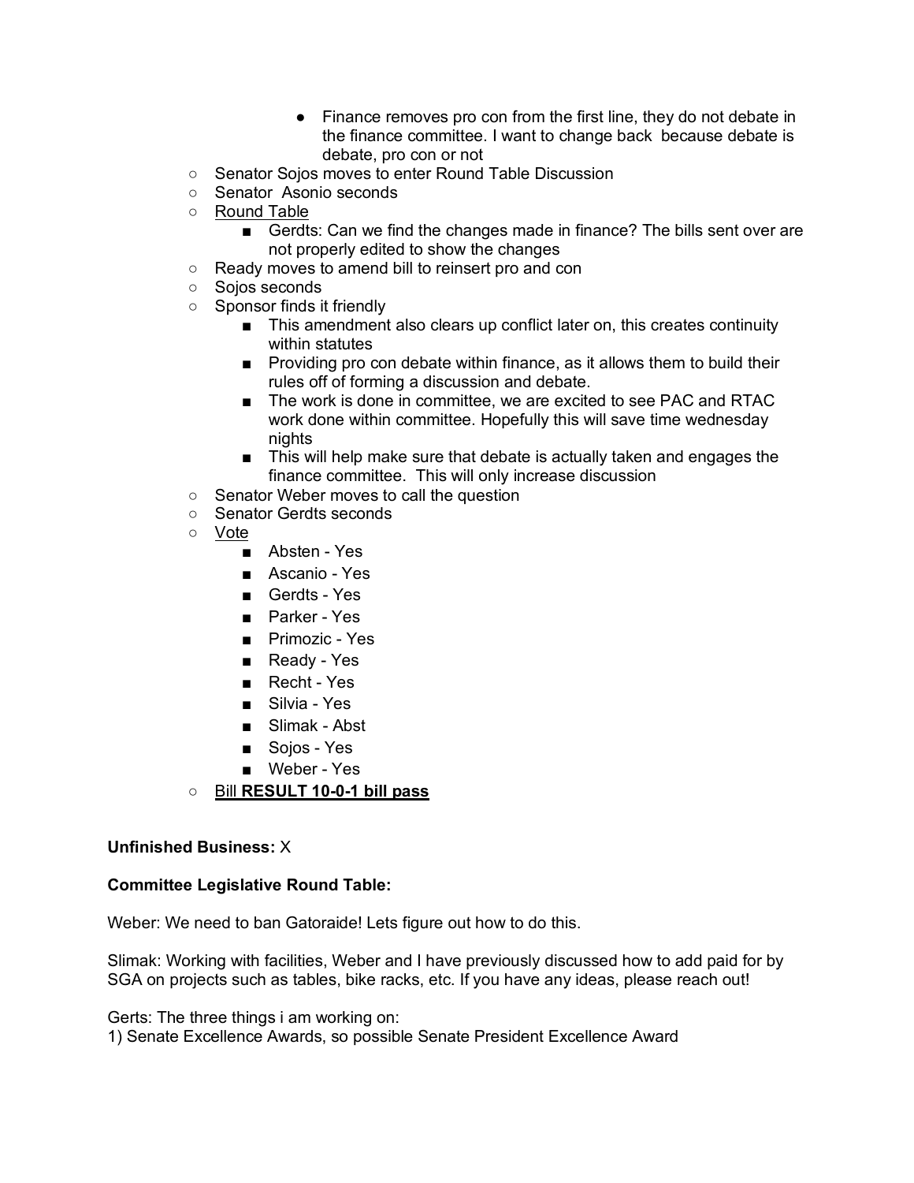- Finance removes pro con from the first line, they do not debate in the finance committee. I want to change back  because debate is debate, pro con or not
    - Senator Sojos moves to enter Round Table Discussion
    - Senator  Asonio seconds
    - <u>Round Table</u>
        - Gerdts: Can we find the changes made in finance? The bills sent over are not properly edited to show the changes
    - Ready moves to amend bill to reinsert pro and con
    - Sojos seconds
    - Sponsor finds it friendly
        - This amendment also clears up conflict later on, this creates continuity within statutes
        - Providing pro con debate within finance, as it allows them to build their rules off of forming a discussion and debate.
        - The work is done in committee, we are excited to see PAC and RTAC work done within committee. Hopefully this will save time wednesday nights
        - This will help make sure that debate is actually taken and engages the finance committee.  This will only increase discussion
    - Senator Weber moves to call the question
    - Senator Gerdts seconds
    - <u>Vote</u>
        - Absten - Yes
        - Ascanio - Yes
        - Gerdts - Yes
        - Parker - Yes
        - Primozic - Yes
        - Ready - Yes
        - Recht - Yes
        - Silvia - Yes
        - Slimak - Abst
        - Sojos - Yes
        - Weber - Yes
    - <u>Bill **RESULT 10-0-1 bill pass**</u>

**Unfinished Business:** X

**Committee Legislative Round Table:**

Weber: We need to ban Gatoraide! Lets figure out how to do this.

Slimak: Working with facilities, Weber and I have previously discussed how to add paid for by SGA on projects such as tables, bike racks, etc. If you have any ideas, please reach out!

Gerts: The three things i am working on:
1) Senate Excellence Awards, so possible Senate President Excellence Award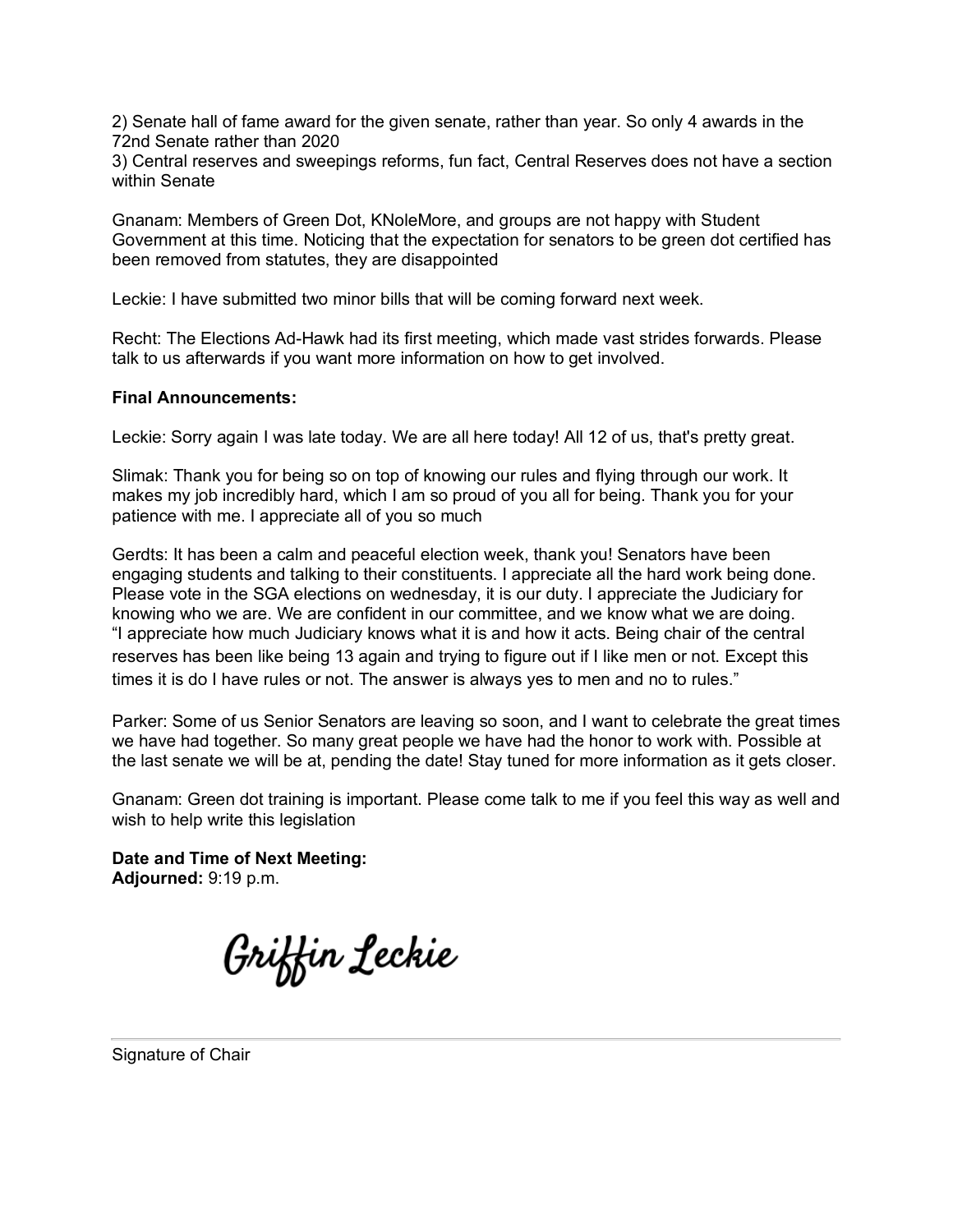2) Senate hall of fame award for the given senate, rather than year. So only 4 awards in the 72nd Senate rather than 2020

3) Central reserves and sweepings reforms, fun fact, Central Reserves does not have a section within Senate

Gnanam: Members of Green Dot, KNoleMore, and groups are not happy with Student Government at this time. Noticing that the expectation for senators to be green dot certified has been removed from statutes, they are disappointed

Leckie: I have submitted two minor bills that will be coming forward next week.

Recht: The Elections Ad-Hawk had its first meeting, which made vast strides forwards. Please talk to us afterwards if you want more information on how to get involved.

**Final Announcements:**

Leckie: Sorry again I was late today. We are all here today! All 12 of us, that's pretty great.

Slimak: Thank you for being so on top of knowing our rules and flying through our work. It makes my job incredibly hard, which I am so proud of you all for being. Thank you for your patience with me. I appreciate all of you so much

Gerdts: It has been a calm and peaceful election week, thank you! Senators have been engaging students and talking to their constituents. I appreciate all the hard work being done. Please vote in the SGA elections on wednesday, it is our duty. I appreciate the Judiciary for knowing who we are. We are confident in our committee, and we know what we are doing. "I appreciate how much Judiciary knows what it is and how it acts. Being chair of the central reserves has been like being 13 again and trying to figure out if I like men or not. Except this times it is do I have rules or not. The answer is always yes to men and no to rules."

Parker: Some of us Senior Senators are leaving so soon, and I want to celebrate the great times we have had together. So many great people we have had the honor to work with. Possible at the last senate we will be at, pending the date! Stay tuned for more information as it gets closer.

Gnanam: Green dot training is important. Please come talk to me if you feel this way as well and wish to help write this legislation

**Date and Time of Next Meeting:**
**Adjourned:** 9:19 p.m.

Griffin Leckie

Signature of Chair